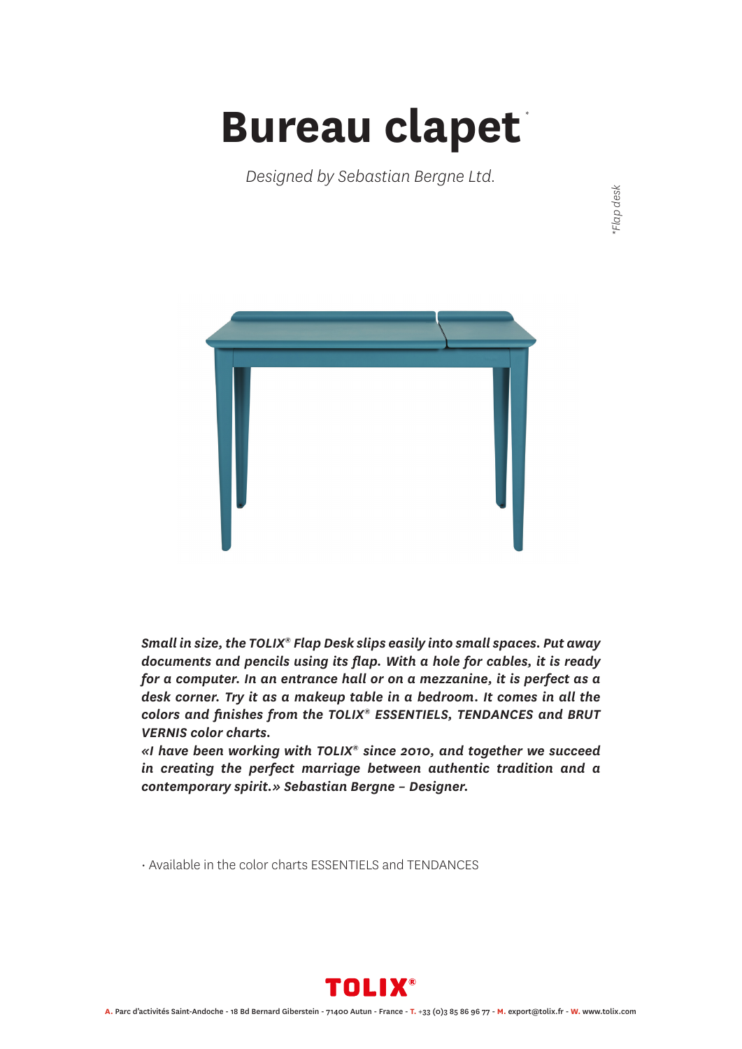# Bureau clapet*

*Designed by Sebastian Bergne Ltd.*

*\*Flap desk*

***Small in size, the TOLIX® Flap Desk slips easily into small spaces. Put away documents and pencils using its flap. With a hole for cables, it is ready for a computer. In an entrance hall or on a mezzanine, it is perfect as a desk corner. Try it as a makeup table in a bedroom. It comes in all the colors and finishes from the TOLIX® ESSENTIELS, TENDANCES and BRUT VERNIS color charts.***

***«I have been working with TOLIX® since 2010, and together we succeed in creating the perfect marriage between authentic tradition and a contemporary spirit.» Sebastian Bergne – Designer.***

· Available in the color charts ESSENTIELS and TENDANCES

**TOLIX®**

**A.** Parc d'activités Saint-Andoche - 18 Bd Bernard Giberstein - 71400 Autun - France - **T.** +33 (0)3 85 86 96 77 - **M.** export@tolix.fr - **W.** www.tolix.com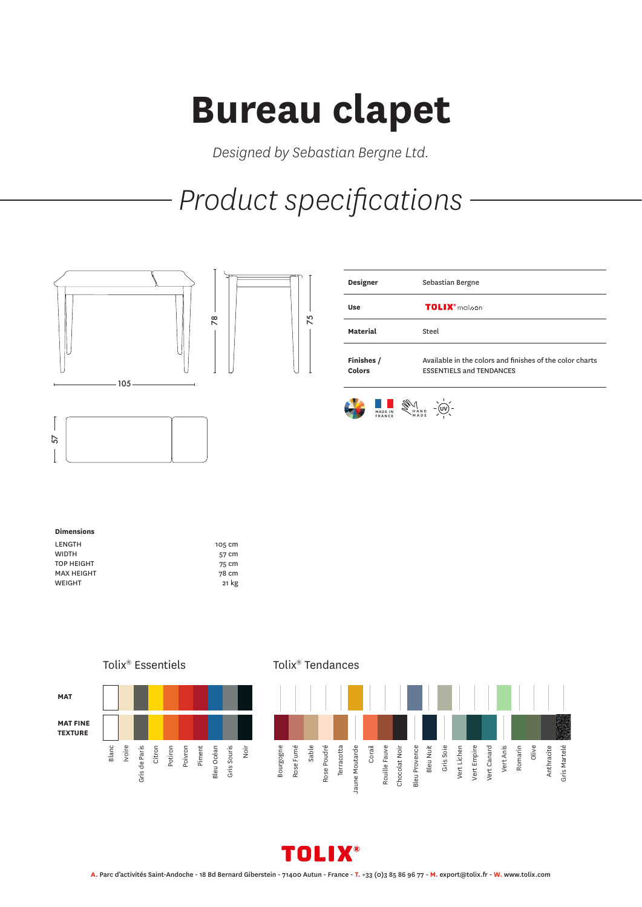# Bureau clapet

*Designed by Sebastian Bergne Ltd.*

## *Product specifications*

105

78

75

57

| | |
|---|---|
| **Designer** | Sebastian Bergne |
| **Use** | TOLIX® maison |
| **Material** | Steel |
| **Finishes / Colors** | Available in the colors and finishes of the color charts ESSENTIELS and TENDANCES |

MADE IN FRANCE

HAND MADE

UV

**Dimensions**

| | |
|---|---|
| LENGTH | 105 cm |
| WIDTH | 57 cm |
| TOP HEIGHT | 75 cm |
| MAX HEIGHT | 78 cm |
| WEIGHT | 21 kg |

Tolix® Essentiels

Tolix® Tendances

MAT

MAT FINE TEXTURE

Blanc, Ivoire, Gris de Paris, Citron, Potiron, Poivron, Piment, Bleu Océan, Gris Souris, Noir

Bourgogne, Rose Fumé, Sable, Rose Poudré, Terracotta, Jaune Moutarde, Corail, Rouille Fauve, Chocolat Noir, Bleu Provence, Bleu Nuit, Gris Soie, Vert Lichen, Vert Empire, Vert Canard, Vert Anis, Romarin, Olive, Anthracite, Gris Martelé

**TOLIX®**

**A.** Parc d'activités Saint-Andoche - 18 Bd Bernard Giberstein - 71400 Autun - France - **T.** +33 (0)3 85 86 96 77 - **M.** export@tolix.fr - **W.** www.tolix.com